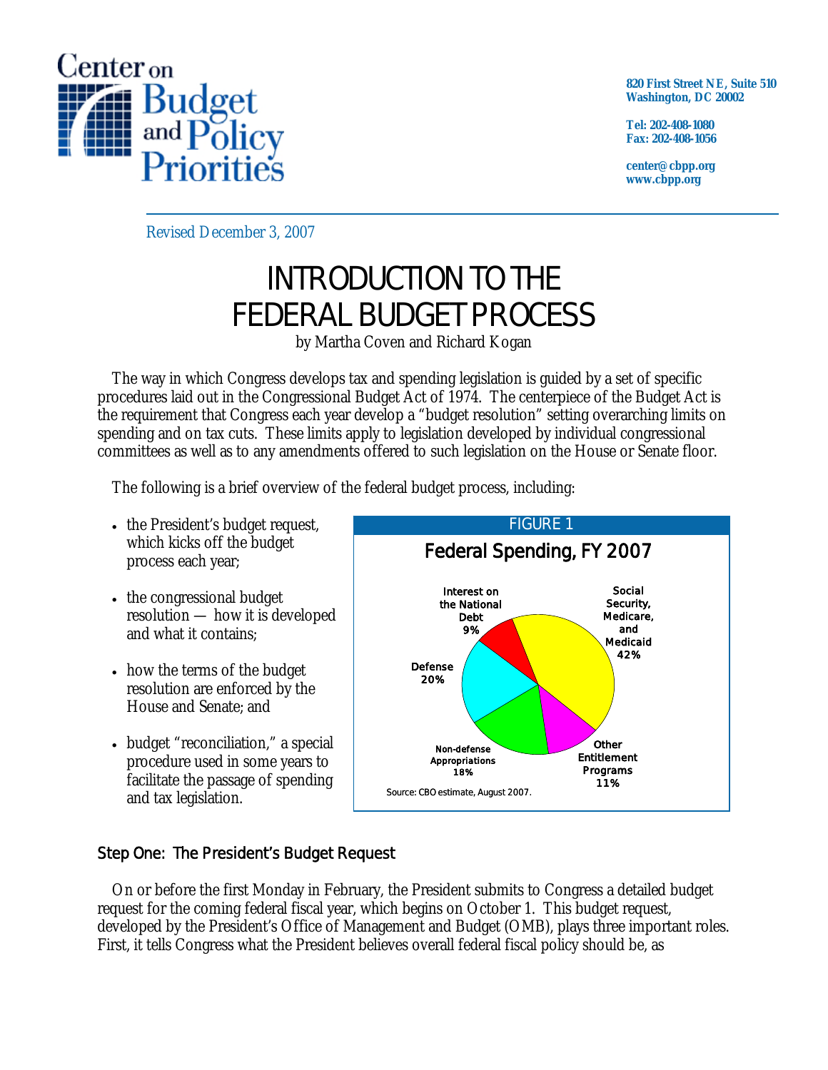Center on Budget and Policy Priorities

820 First Street NE, Suite 510
Washington, DC 20002

Tel: 202-408-1080
Fax: 202-408-1056

center@cbpp.org
www.cbpp.org

Revised December 3, 2007

# INTRODUCTION TO THE FEDERAL BUDGET PROCESS

by Martha Coven and Richard Kogan

The way in which Congress develops tax and spending legislation is guided by a set of specific procedures laid out in the Congressional Budget Act of 1974. The centerpiece of the Budget Act is the requirement that Congress each year develop a "budget resolution" setting overarching limits on spending and on tax cuts. These limits apply to legislation developed by individual congressional committees as well as to any amendments offered to such legislation on the House or Senate floor.

The following is a brief overview of the federal budget process, including:

- the President's budget request, which kicks off the budget process each year;
- the congressional budget resolution — how it is developed and what it contains;
- how the terms of the budget resolution are enforced by the House and Senate; and
- budget "reconciliation," a special procedure used in some years to facilitate the passage of spending and tax legislation.

FIGURE 1

Federal Spending, FY 2007

| Category | Share |
|---|---|
| Social Security, Medicare, and Medicaid | 42% |
| Other Entitlement Programs | 11% |
| Non-defense Appropriations | 18% |
| Defense | 20% |
| Interest on the National Debt | 9% |

Source: CBO estimate, August 2007.

## Step One: The President's Budget Request

On or before the first Monday in February, the President submits to Congress a detailed budget request for the coming federal fiscal year, which begins on October 1. This budget request, developed by the President's Office of Management and Budget (OMB), plays three important roles. First, it tells Congress what the President believes overall federal fiscal policy should be, as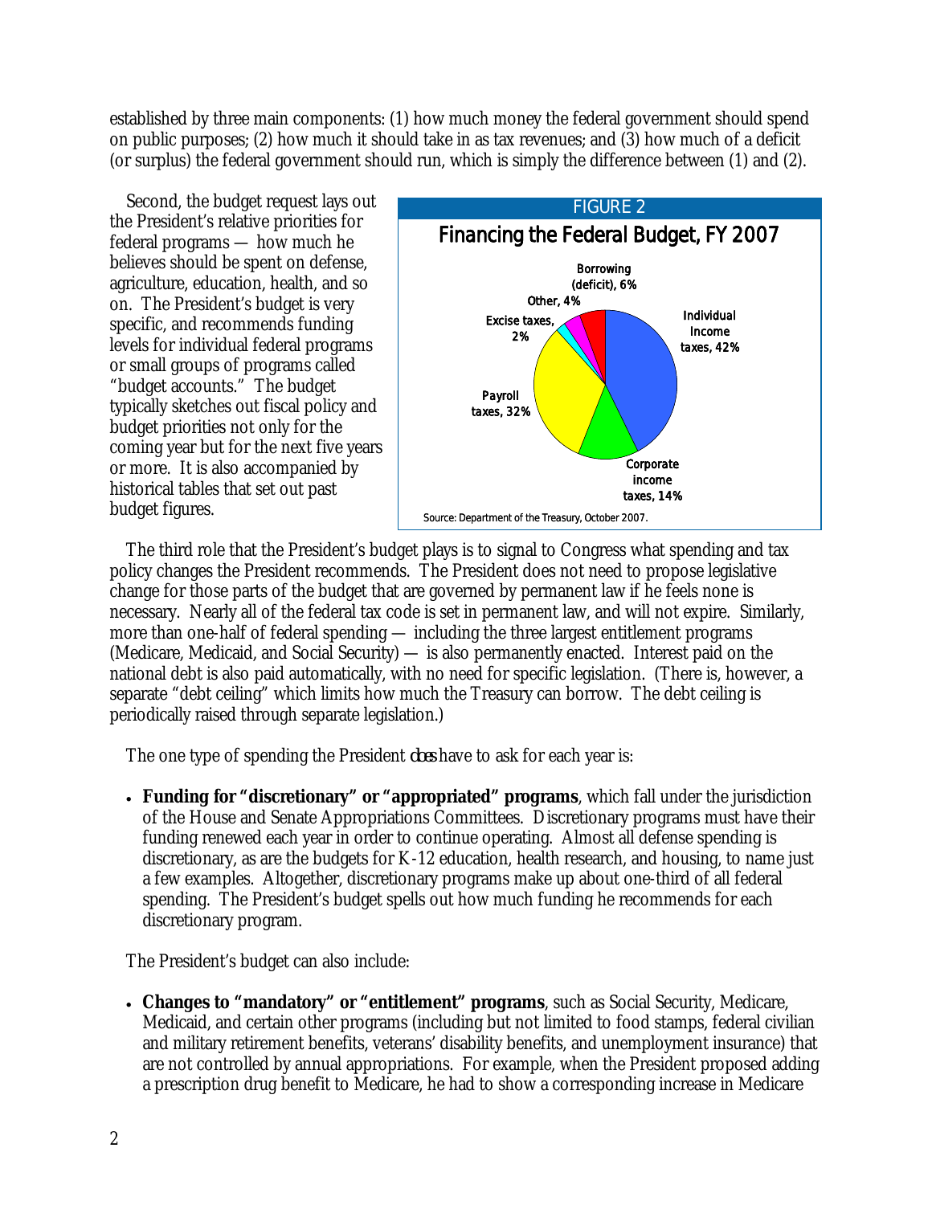established by three main components: (1) how much money the federal government should spend on public purposes; (2) how much it should take in as tax revenues; and (3) how much of a deficit (or surplus) the federal government should run, which is simply the difference between (1) and (2).

Second, the budget request lays out the President's relative priorities for federal programs — how much he believes should be spent on defense, agriculture, education, health, and so on. The President's budget is very specific, and recommends funding levels for individual federal programs or small groups of programs called "budget accounts." The budget typically sketches out fiscal policy and budget priorities not only for the coming year but for the next five years or more. It is also accompanied by historical tables that set out past budget figures.

FIGURE 2

Financing the Federal Budget, FY 2007

Borrowing (deficit), 6%

Other, 4%

Excise taxes, 2%

Individual Income taxes, 42%

Payroll taxes, 32%

Corporate income taxes, 14%

Source: Department of the Treasury, October 2007.

The third role that the President's budget plays is to signal to Congress what spending and tax policy changes the President recommends. The President does not need to propose legislative change for those parts of the budget that are governed by permanent law if he feels none is necessary. Nearly all of the federal tax code is set in permanent law, and will not expire. Similarly, more than one-half of federal spending — including the three largest entitlement programs (Medicare, Medicaid, and Social Security) — is also permanently enacted. Interest paid on the national debt is also paid automatically, with no need for specific legislation. (There is, however, a separate "debt ceiling" which limits how much the Treasury can borrow. The debt ceiling is periodically raised through separate legislation.)

The one type of spending the President *does* have to ask for each year is:

- **Funding for "discretionary" or "appropriated" programs**, which fall under the jurisdiction of the House and Senate Appropriations Committees. Discretionary programs must have their funding renewed each year in order to continue operating. Almost all defense spending is discretionary, as are the budgets for K-12 education, health research, and housing, to name just a few examples. Altogether, discretionary programs make up about one-third of all federal spending. The President's budget spells out how much funding he recommends for each discretionary program.

The President's budget can also include:

- **Changes to "mandatory" or "entitlement" programs**, such as Social Security, Medicare, Medicaid, and certain other programs (including but not limited to food stamps, federal civilian and military retirement benefits, veterans' disability benefits, and unemployment insurance) that are not controlled by annual appropriations. For example, when the President proposed adding a prescription drug benefit to Medicare, he had to show a corresponding increase in Medicare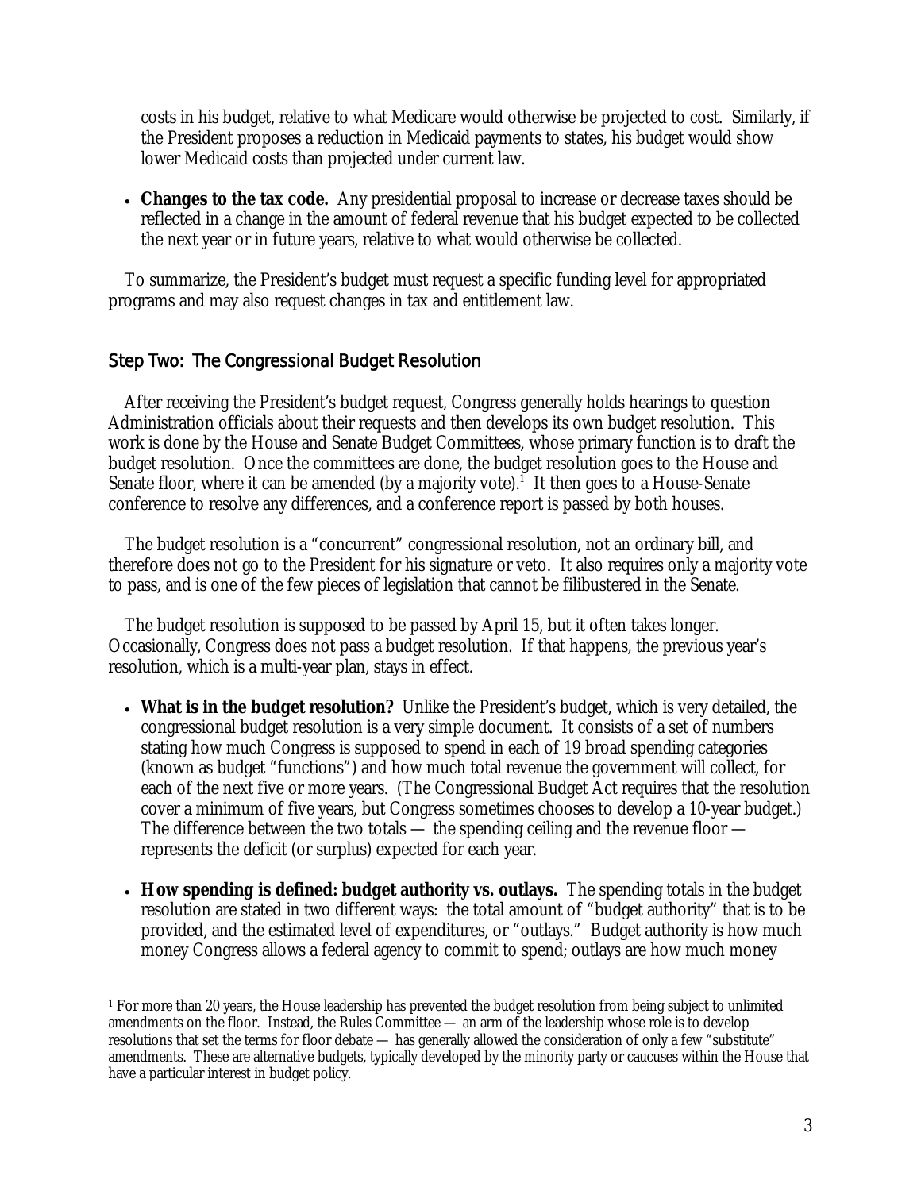costs in his budget, relative to what Medicare would otherwise be projected to cost. Similarly, if the President proposes a reduction in Medicaid payments to states, his budget would show lower Medicaid costs than projected under current law.

- **Changes to the tax code.** Any presidential proposal to increase or decrease taxes should be reflected in a change in the amount of federal revenue that his budget expected to be collected the next year or in future years, relative to what would otherwise be collected.

To summarize, the President's budget must request a specific funding level for appropriated programs and may also request changes in tax and entitlement law.

## Step Two: The Congressional Budget Resolution

After receiving the President's budget request, Congress generally holds hearings to question Administration officials about their requests and then develops its own budget resolution. This work is done by the House and Senate Budget Committees, whose primary function is to draft the budget resolution. Once the committees are done, the budget resolution goes to the House and Senate floor, where it can be amended (by a majority vote).[1] It then goes to a House-Senate conference to resolve any differences, and a conference report is passed by both houses.

The budget resolution is a "concurrent" congressional resolution, not an ordinary bill, and therefore does not go to the President for his signature or veto. It also requires only a majority vote to pass, and is one of the few pieces of legislation that cannot be filibustered in the Senate.

The budget resolution is supposed to be passed by April 15, but it often takes longer. Occasionally, Congress does not pass a budget resolution. If that happens, the previous year's resolution, which is a multi-year plan, stays in effect.

- **What is in the budget resolution?** Unlike the President's budget, which is very detailed, the congressional budget resolution is a very simple document. It consists of a set of numbers stating how much Congress is supposed to spend in each of 19 broad spending categories (known as budget "functions") and how much total revenue the government will collect, for each of the next five or more years. (The Congressional Budget Act requires that the resolution cover a minimum of five years, but Congress sometimes chooses to develop a 10-year budget.) The difference between the two totals — the spending ceiling and the revenue floor — represents the deficit (or surplus) expected for each year.

- **How spending is defined: budget authority vs. outlays.** The spending totals in the budget resolution are stated in two different ways: the total amount of "budget authority" that is to be provided, and the estimated level of expenditures, or "outlays." Budget authority is how much money Congress allows a federal agency to commit to spend; outlays are how much money

---

[1] For more than 20 years, the House leadership has prevented the budget resolution from being subject to unlimited amendments on the floor. Instead, the Rules Committee — an arm of the leadership whose role is to develop resolutions that set the terms for floor debate — has generally allowed the consideration of only a few "substitute" amendments. These are alternative budgets, typically developed by the minority party or caucuses within the House that have a particular interest in budget policy.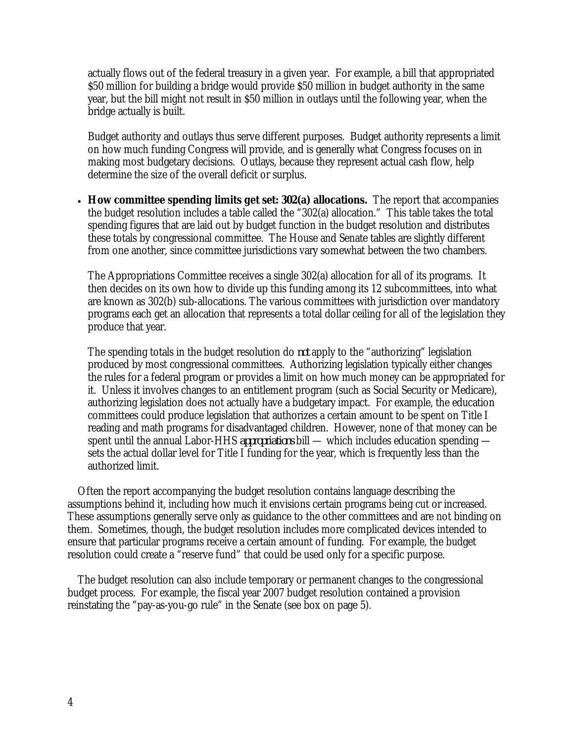actually flows out of the federal treasury in a given year. For example, a bill that appropriated $50 million for building a bridge would provide $50 million in budget authority in the same year, but the bill might not result in $50 million in outlays until the following year, when the bridge actually is built.

Budget authority and outlays thus serve different purposes. Budget authority represents a limit on how much funding Congress will provide, and is generally what Congress focuses on in making most budgetary decisions. Outlays, because they represent actual cash flow, help determine the size of the overall deficit or surplus.

- **How committee spending limits get set: 302(a) allocations.** The report that accompanies the budget resolution includes a table called the "302(a) allocation." This table takes the total spending figures that are laid out by budget function in the budget resolution and distributes these totals by congressional committee. The House and Senate tables are slightly different from one another, since committee jurisdictions vary somewhat between the two chambers.

  The Appropriations Committee receives a single 302(a) allocation for all of its programs. It then decides on its own how to divide up this funding among its 12 subcommittees, into what are known as 302(b) sub-allocations. The various committees with jurisdiction over mandatory programs each get an allocation that represents a total dollar ceiling for all of the legislation they produce that year.

  The spending totals in the budget resolution do *not* apply to the "authorizing" legislation produced by most congressional committees. Authorizing legislation typically either changes the rules for a federal program or provides a limit on how much money can be appropriated for it. Unless it involves changes to an entitlement program (such as Social Security or Medicare), authorizing legislation does not actually have a budgetary impact. For example, the education committees could produce legislation that authorizes a certain amount to be spent on Title I reading and math programs for disadvantaged children. However, none of that money can be spent until the annual Labor-HHS *appropriations* bill — which includes education spending — sets the actual dollar level for Title I funding for the year, which is frequently less than the authorized limit.

Often the report accompanying the budget resolution contains language describing the assumptions behind it, including how much it envisions certain programs being cut or increased. These assumptions generally serve only as guidance to the other committees and are not binding on them. Sometimes, though, the budget resolution includes more complicated devices intended to ensure that particular programs receive a certain amount of funding. For example, the budget resolution could create a "reserve fund" that could be used only for a specific purpose.

The budget resolution can also include temporary or permanent changes to the congressional budget process. For example, the fiscal year 2007 budget resolution contained a provision reinstating the "pay-as-you-go rule" in the Senate (see box on page 5).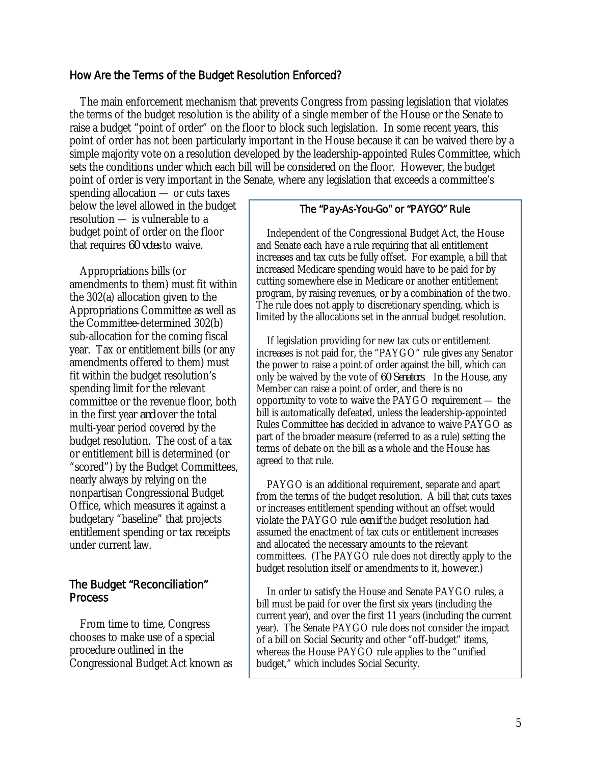## How Are the Terms of the Budget Resolution Enforced?

The main enforcement mechanism that prevents Congress from passing legislation that violates the terms of the budget resolution is the ability of a single member of the House or the Senate to raise a budget "point of order" on the floor to block such legislation. In some recent years, this point of order has not been particularly important in the House because it can be waived there by a simple majority vote on a resolution developed by the leadership-appointed Rules Committee, which sets the conditions under which each bill will be considered on the floor. However, the budget point of order is very important in the Senate, where any legislation that exceeds a committee's spending allocation — or cuts taxes below the level allowed in the budget resolution — is vulnerable to a budget point of order on the floor that requires *60 votes* to waive.

Appropriations bills (or amendments to them) must fit within the 302(a) allocation given to the Appropriations Committee as well as the Committee-determined 302(b) sub-allocation for the coming fiscal year. Tax or entitlement bills (or any amendments offered to them) must fit within the budget resolution's spending limit for the relevant committee or the revenue floor, both in the first year *and* over the total multi-year period covered by the budget resolution. The cost of a tax or entitlement bill is determined (or "scored") by the Budget Committees, nearly always by relying on the nonpartisan Congressional Budget Office, which measures it against a budgetary "baseline" that projects entitlement spending or tax receipts under current law.

### The "Pay-As-You-Go" or "PAYGO" Rule

Independent of the Congressional Budget Act, the House and Senate each have a rule requiring that all entitlement increases and tax cuts be fully offset. For example, a bill that increased Medicare spending would have to be paid for by cutting somewhere else in Medicare or another entitlement program, by raising revenues, or by a combination of the two. The rule does not apply to discretionary spending, which is limited by the allocations set in the annual budget resolution.

If legislation providing for new tax cuts or entitlement increases is not paid for, the "PAYGO" rule gives any Senator the power to raise a point of order against the bill, which can only be waived by the vote of *60 Senators*. In the House, any Member can raise a point of order, and there is no opportunity to vote to waive the PAYGO requirement — the bill is automatically defeated, unless the leadership-appointed Rules Committee has decided in advance to waive PAYGO as part of the broader measure (referred to as a rule) setting the terms of debate on the bill as a whole and the House has agreed to that rule.

PAYGO is an additional requirement, separate and apart from the terms of the budget resolution. A bill that cuts taxes or increases entitlement spending without an offset would violate the PAYGO rule *even if* the budget resolution had assumed the enactment of tax cuts or entitlement increases and allocated the necessary amounts to the relevant committees. (The PAYGO rule does not directly apply to the budget resolution itself or amendments to it, however.)

In order to satisfy the House and Senate PAYGO rules, a bill must be paid for over the first six years (including the current year), and over the first 11 years (including the current year). The Senate PAYGO rule does not consider the impact of a bill on Social Security and other "off-budget" items, whereas the House PAYGO rule applies to the "unified budget," which includes Social Security.

## The Budget "Reconciliation" Process

From time to time, Congress chooses to make use of a special procedure outlined in the Congressional Budget Act known as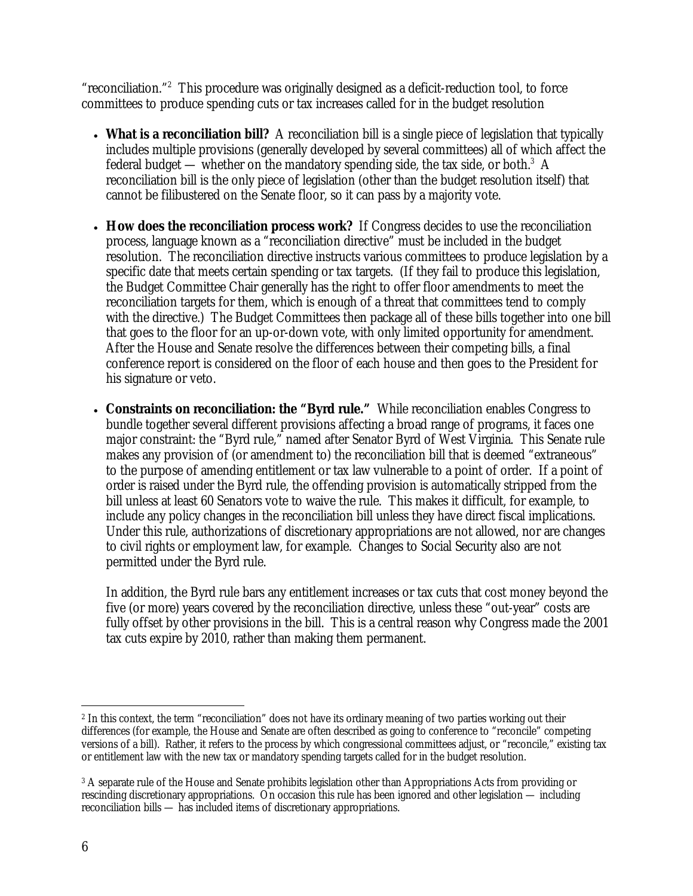"reconciliation."[2] This procedure was originally designed as a deficit-reduction tool, to force committees to produce spending cuts or tax increases called for in the budget resolution

- **What is a reconciliation bill?** A reconciliation bill is a single piece of legislation that typically includes multiple provisions (generally developed by several committees) all of which affect the federal budget — whether on the mandatory spending side, the tax side, or both.[3] A reconciliation bill is the only piece of legislation (other than the budget resolution itself) that cannot be filibustered on the Senate floor, so it can pass by a majority vote.

- **How does the reconciliation process work?** If Congress decides to use the reconciliation process, language known as a "reconciliation directive" must be included in the budget resolution. The reconciliation directive instructs various committees to produce legislation by a specific date that meets certain spending or tax targets. (If they fail to produce this legislation, the Budget Committee Chair generally has the right to offer floor amendments to meet the reconciliation targets for them, which is enough of a threat that committees tend to comply with the directive.) The Budget Committees then package all of these bills together into one bill that goes to the floor for an up-or-down vote, with only limited opportunity for amendment. After the House and Senate resolve the differences between their competing bills, a final conference report is considered on the floor of each house and then goes to the President for his signature or veto.

- **Constraints on reconciliation: the "Byrd rule."** While reconciliation enables Congress to bundle together several different provisions affecting a broad range of programs, it faces one major constraint: the "Byrd rule," named after Senator Byrd of West Virginia. This Senate rule makes any provision of (or amendment to) the reconciliation bill that is deemed "extraneous" to the purpose of amending entitlement or tax law vulnerable to a point of order. If a point of order is raised under the Byrd rule, the offending provision is automatically stripped from the bill unless at least 60 Senators vote to waive the rule. This makes it difficult, for example, to include any policy changes in the reconciliation bill unless they have direct fiscal implications. Under this rule, authorizations of discretionary appropriations are not allowed, nor are changes to civil rights or employment law, for example. Changes to Social Security also are not permitted under the Byrd rule.

  In addition, the Byrd rule bars any entitlement increases or tax cuts that cost money beyond the five (or more) years covered by the reconciliation directive, unless these "out-year" costs are fully offset by other provisions in the bill. This is a central reason why Congress made the 2001 tax cuts expire by 2010, rather than making them permanent.

---

[2] In this context, the term "reconciliation" does not have its ordinary meaning of two parties working out their differences (for example, the House and Senate are often described as going to conference to "reconcile" competing versions of a bill). Rather, it refers to the process by which congressional committees adjust, or "reconcile," existing tax or entitlement law with the new tax or mandatory spending targets called for in the budget resolution.

[3] A separate rule of the House and Senate prohibits legislation other than Appropriations Acts from providing or rescinding discretionary appropriations. On occasion this rule has been ignored and other legislation — including reconciliation bills — has included items of discretionary appropriations.